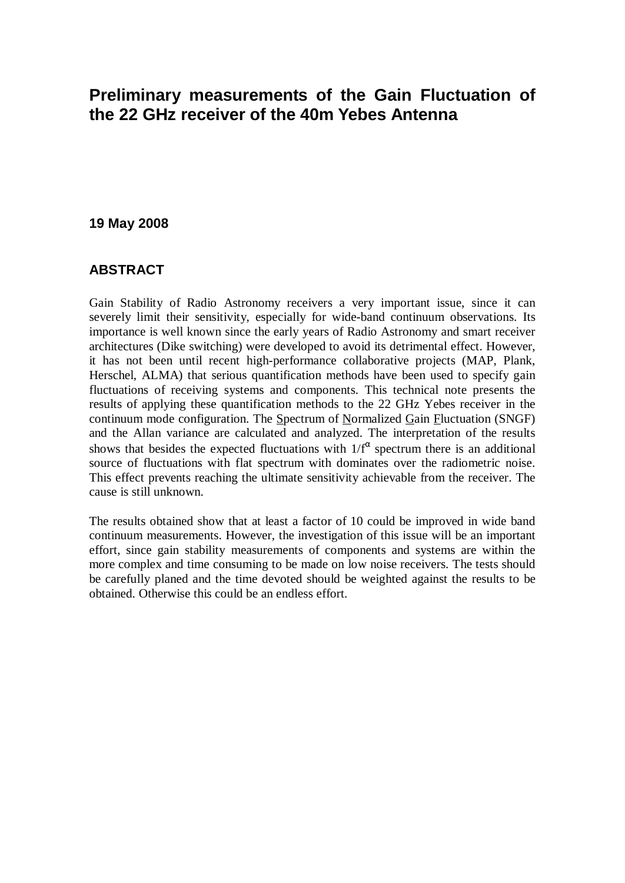# Preliminary measurements of the Gain Fluctuation of the 22 GHz receiver of the 40m Yebes Antenna

**19 May 2008**

## ABSTRACT

Gain Stability of Radio Astronomy receivers a very important issue, since it can severely limit their sensitivity, especially for wide-band continuum observations. Its importance is well known since the early years of Radio Astronomy and smart receiver architectures (Dike switching) were developed to avoid its detrimental effect. However, it has not been until recent high-performance collaborative projects (MAP, Plank, Herschel, ALMA) that serious quantification methods have been used to specify gain fluctuations of receiving systems and components. This technical note presents the results of applying these quantification methods to the 22 GHz Yebes receiver in the continuum mode configuration. The Spectrum of Normalized Gain Fluctuation (SNGF) and the Allan variance are calculated and analyzed. The interpretation of the results shows that besides the expected fluctuations with $1/f^{\alpha}$ spectrum there is an additional source of fluctuations with flat spectrum with dominates over the radiometric noise. This effect prevents reaching the ultimate sensitivity achievable from the receiver. The cause is still unknown.

The results obtained show that at least a factor of 10 could be improved in wide band continuum measurements. However, the investigation of this issue will be an important effort, since gain stability measurements of components and systems are within the more complex and time consuming to be made on low noise receivers. The tests should be carefully planed and the time devoted should be weighted against the results to be obtained. Otherwise this could be an endless effort.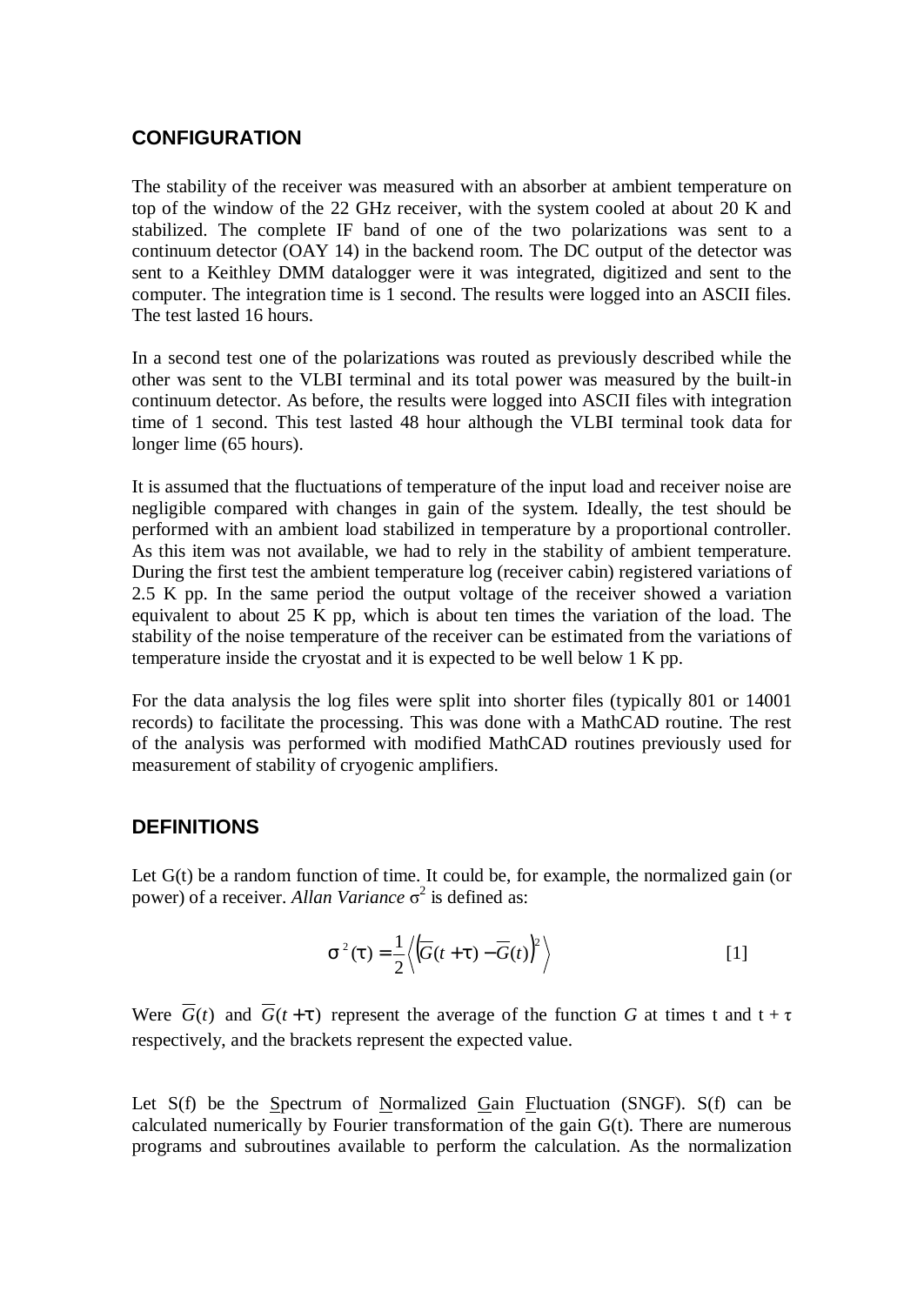## CONFIGURATION

The stability of the receiver was measured with an absorber at ambient temperature on top of the window of the 22 GHz receiver, with the system cooled at about 20 K and stabilized. The complete IF band of one of the two polarizations was sent to a continuum detector (OAY 14) in the backend room. The DC output of the detector was sent to a Keithley DMM datalogger were it was integrated, digitized and sent to the computer. The integration time is 1 second. The results were logged into an ASCII files. The test lasted 16 hours.

In a second test one of the polarizations was routed as previously described while the other was sent to the VLBI terminal and its total power was measured by the built-in continuum detector. As before, the results were logged into ASCII files with integration time of 1 second. This test lasted 48 hour although the VLBI terminal took data for longer lime (65 hours).

It is assumed that the fluctuations of temperature of the input load and receiver noise are negligible compared with changes in gain of the system. Ideally, the test should be performed with an ambient load stabilized in temperature by a proportional controller. As this item was not available, we had to rely in the stability of ambient temperature. During the first test the ambient temperature log (receiver cabin) registered variations of 2.5 K pp. In the same period the output voltage of the receiver showed a variation equivalent to about 25 K pp, which is about ten times the variation of the load. The stability of the noise temperature of the receiver can be estimated from the variations of temperature inside the cryostat and it is expected to be well below 1 K pp.

For the data analysis the log files were split into shorter files (typically 801 or 14001 records) to facilitate the processing. This was done with a MathCAD routine. The rest of the analysis was performed with modified MathCAD routines previously used for measurement of stability of cryogenic amplifiers.

## DEFINITIONS

Let G(t) be a random function of time. It could be, for example, the normalized gain (or power) of a receiver. *Allan Variance* $\sigma^2$ is defined as:

$$\sigma^2(\tau) = \frac{1}{2}\left\langle \left( \overline{G}(t+\tau) - \overline{G}(t) \right)^2 \right\rangle \qquad [1]$$

Were $\overline{G}(t)$ and $\overline{G}(t+\tau)$ represent the average of the function *G* at times t and t + $\tau$ respectively, and the brackets represent the expected value.

Let S(f) be the Spectrum of Normalized Gain Fluctuation (SNGF). S(f) can be calculated numerically by Fourier transformation of the gain G(t). There are numerous programs and subroutines available to perform the calculation. As the normalization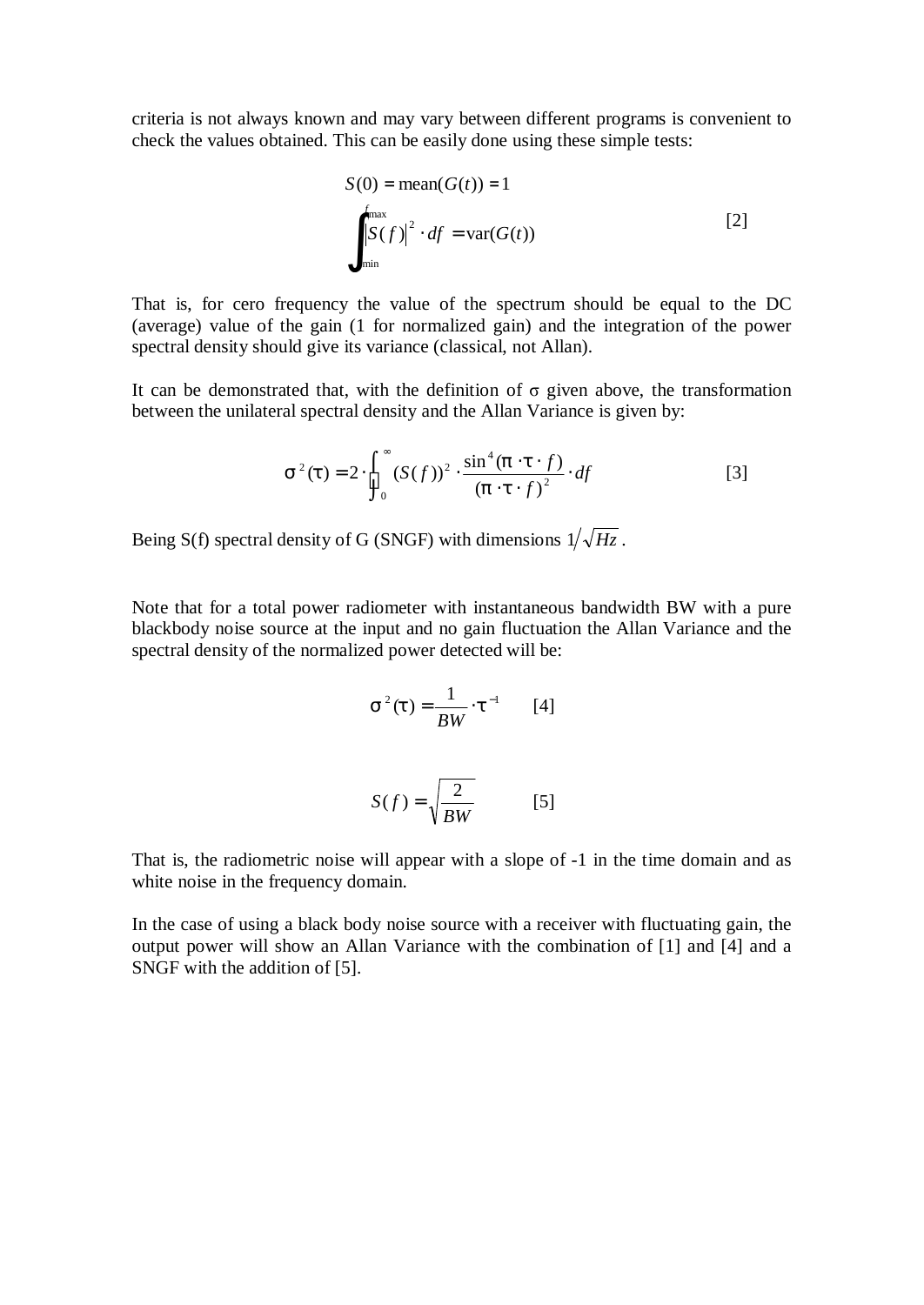criteria is not always known and may vary between different programs is convenient to check the values obtained. This can be easily done using these simple tests:

$$S(0) = \text{mean}(G(t)) = 1$$

$$\int_{f_{min}}^{f_{max}} |S(f)|^2 \cdot df = \text{var}(G(t)) \qquad [2]$$

That is, for cero frequency the value of the spectrum should be equal to the DC (average) value of the gain (1 for normalized gain) and the integration of the power spectral density should give its variance (classical, not Allan).

It can be demonstrated that, with the definition of σ given above, the transformation between the unilateral spectral density and the Allan Variance is given by:

$$\sigma^2(\tau) = 2 \cdot \int_0^{\infty} (S(f))^2 \cdot \frac{\sin^4(\pi \cdot \tau \cdot f)}{(\pi \cdot \tau \cdot f)^2} \cdot df \qquad [3]$$

Being S(f) spectral density of G (SNGF) with dimensions $1/\sqrt{Hz}$.

Note that for a total power radiometer with instantaneous bandwidth BW with a pure blackbody noise source at the input and no gain fluctuation the Allan Variance and the spectral density of the normalized power detected will be:

$$\sigma^2(\tau) = \frac{1}{BW} \cdot \tau^{-1} \qquad [4]$$

$$S(f) = \sqrt{\frac{2}{BW}} \qquad [5]$$

That is, the radiometric noise will appear with a slope of -1 in the time domain and as white noise in the frequency domain.

In the case of using a black body noise source with a receiver with fluctuating gain, the output power will show an Allan Variance with the combination of [1] and [4] and a SNGF with the addition of [5].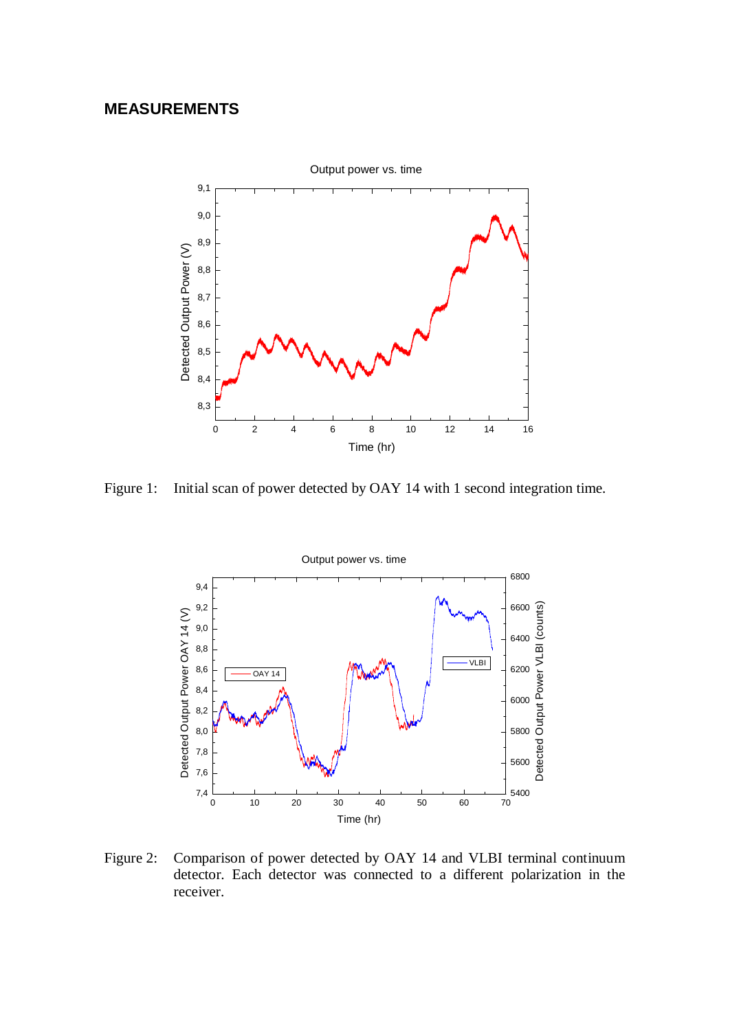## MEASUREMENTS

Figure 1: Initial scan of power detected by OAY 14 with 1 second integration time.

Figure 2: Comparison of power detected by OAY 14 and VLBI terminal continuum detector. Each detector was connected to a different polarization in the receiver.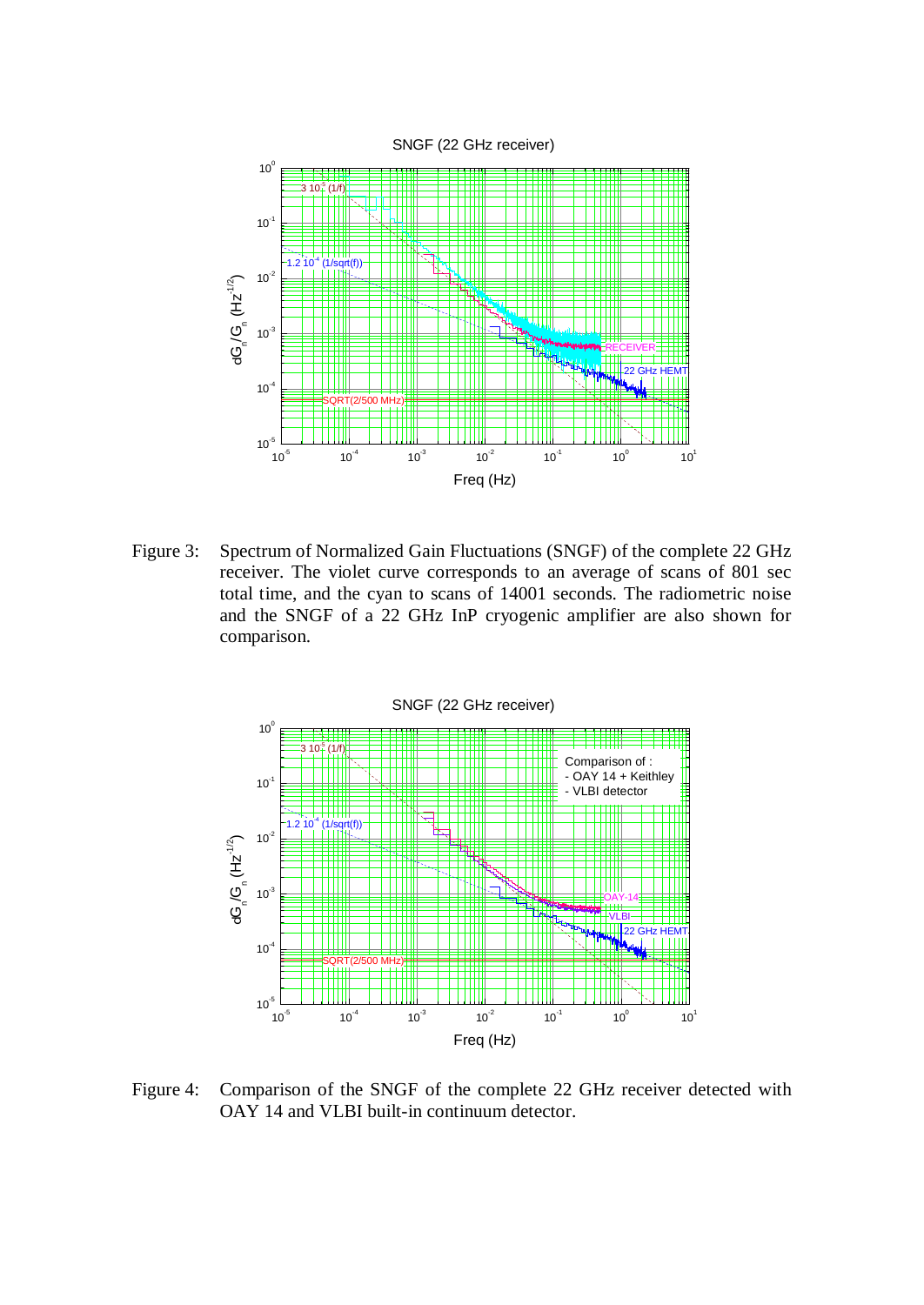Figure 3: Spectrum of Normalized Gain Fluctuations (SNGF) of the complete 22 GHz receiver. The violet curve corresponds to an average of scans of 801 sec total time, and the cyan to scans of 14001 seconds. The radiometric noise and the SNGF of a 22 GHz InP cryogenic amplifier are also shown for comparison.

Figure 4: Comparison of the SNGF of the complete 22 GHz receiver detected with OAY 14 and VLBI built-in continuum detector.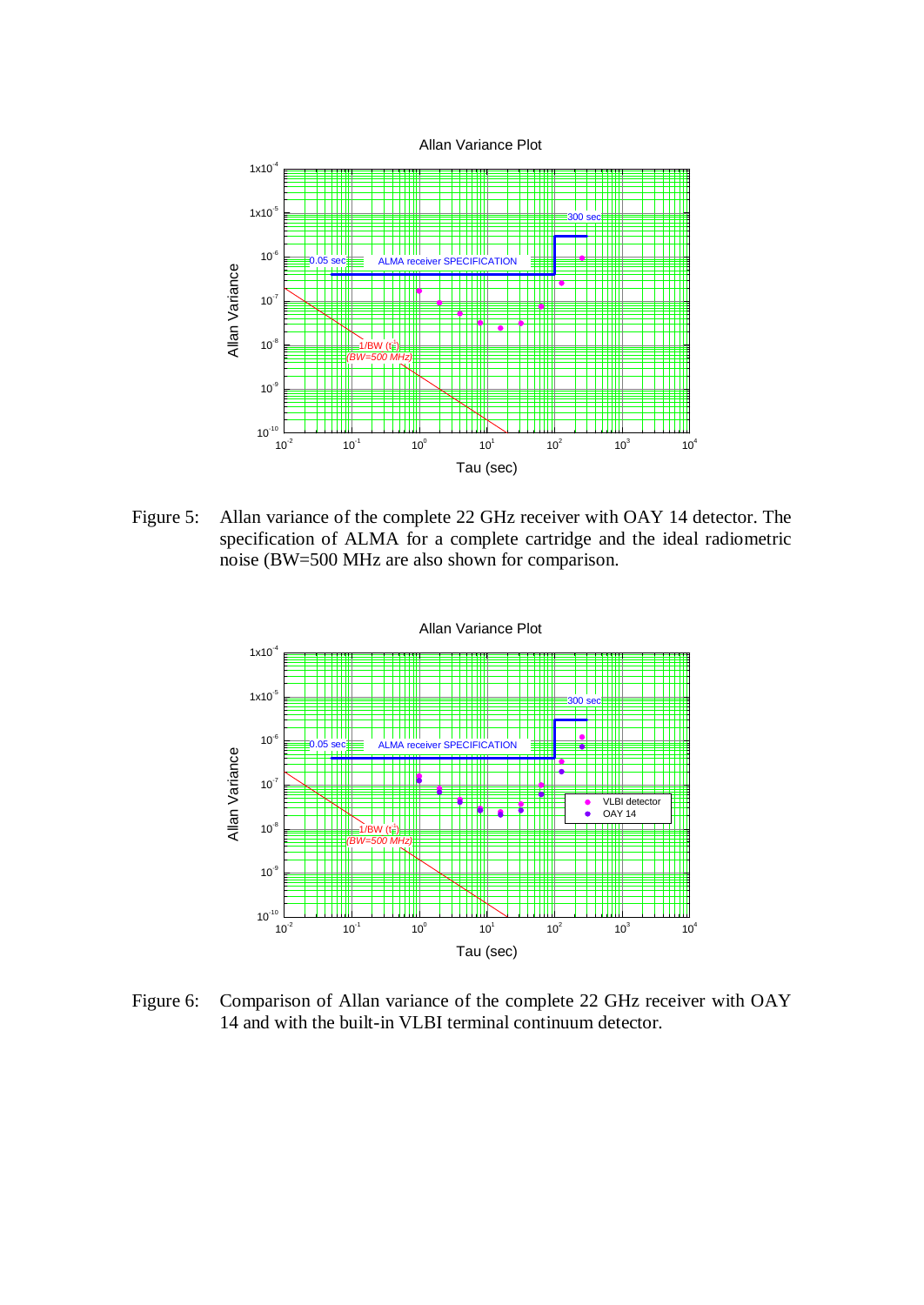Allan Variance Plot

1x10^-4
1x10^-5
10^-6
10^-7
10^-8
10^-9
10^-10

Allan Variance

10^-2 10^-1 10^0 10^1 10^2 10^3 10^4

Tau (sec)

0.05 sec

ALMA receiver SPECIFICATION

300 sec

1/BW (τ^-1)
(BW=500 MHz)

Figure 5: Allan variance of the complete 22 GHz receiver with OAY 14 detector. The specification of ALMA for a complete cartridge and the ideal radiometric noise (BW=500 MHz are also shown for comparison.

Allan Variance Plot

1x10^-4
1x10^-5
10^-6
10^-7
10^-8
10^-9
10^-10

Allan Variance

10^-2 10^-1 10^0 10^1 10^2 10^3 10^4

Tau (sec)

0.05 sec

ALMA receiver SPECIFICATION

300 sec

1/BW (τ^-1)
(BW=500 MHz)

VLBI detector
OAY 14

Figure 6: Comparison of Allan variance of the complete 22 GHz receiver with OAY 14 and with the built-in VLBI terminal continuum detector.